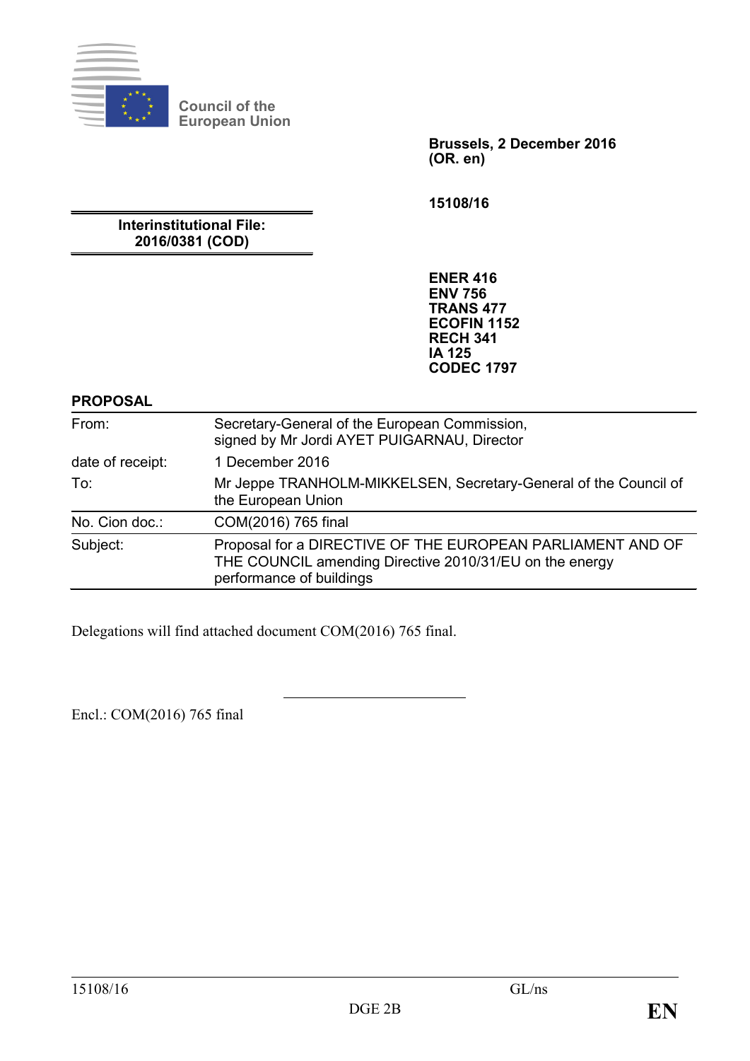Council of the European Union

**Brussels, 2 December 2016**
**(OR. en)**

**15108/16**

**Interinstitutional File:**
**2016/0381 (COD)**

**ENER 416**
**ENV 756**
**TRANS 477**
**ECOFIN 1152**
**RECH 341**
**IA 125**
**CODEC 1797**

**PROPOSAL**

| | |
|---|---|
| From: | Secretary-General of the European Commission, signed by Mr Jordi AYET PUIGARNAU, Director |
| date of receipt: | 1 December 2016 |
| To: | Mr Jeppe TRANHOLM-MIKKELSEN, Secretary-General of the Council of the European Union |
| No. Cion doc.: | COM(2016) 765 final |
| Subject: | Proposal for a DIRECTIVE OF THE EUROPEAN PARLIAMENT AND OF THE COUNCIL amending Directive 2010/31/EU on the energy performance of buildings |

Delegations will find attached document COM(2016) 765 final.

---

Encl.: COM(2016) 765 final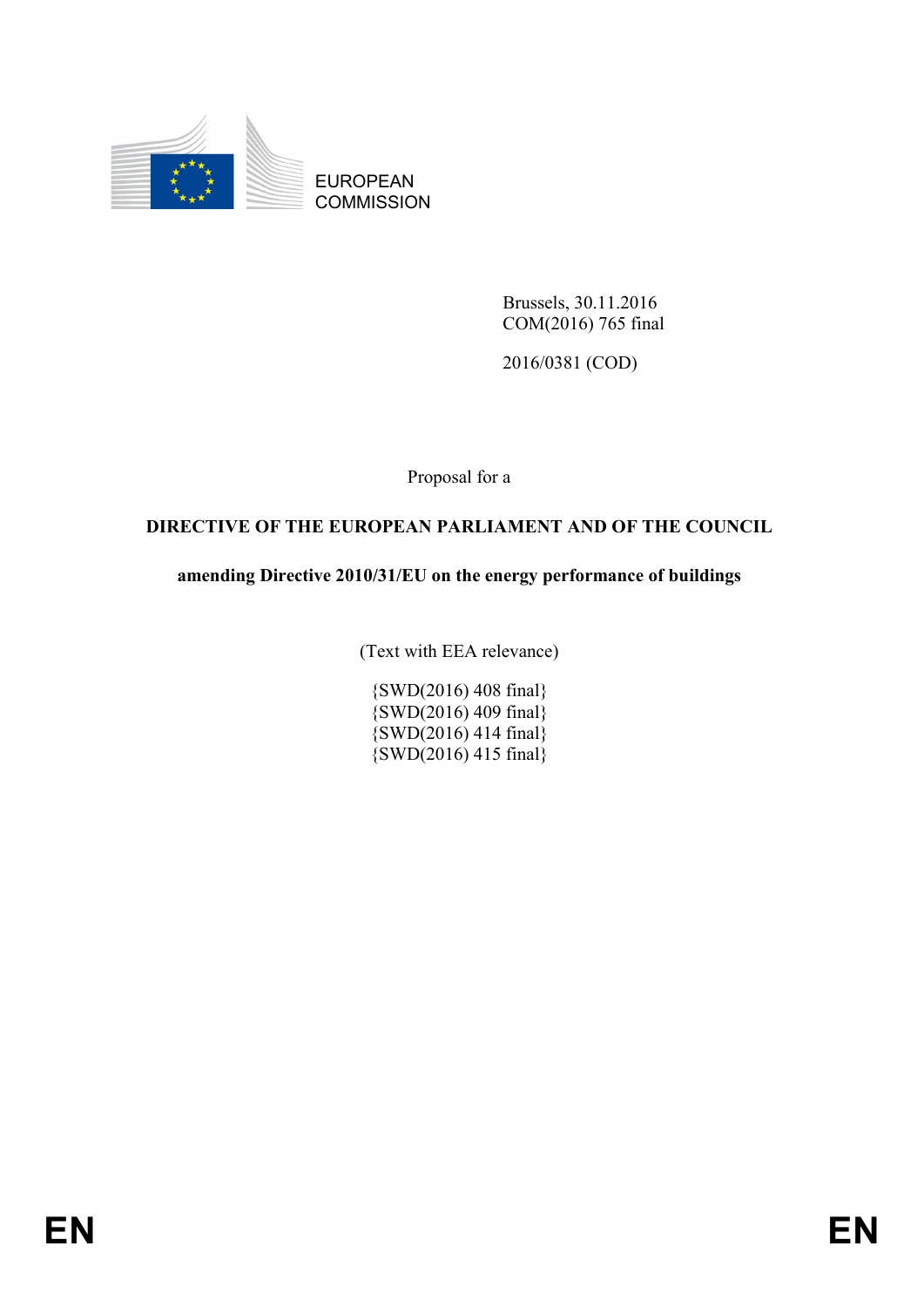EUROPEAN COMMISSION

Brussels, 30.11.2016
COM(2016) 765 final

2016/0381 (COD)

Proposal for a

**DIRECTIVE OF THE EUROPEAN PARLIAMENT AND OF THE COUNCIL**

**amending Directive 2010/31/EU on the energy performance of buildings**

(Text with EEA relevance)

{SWD(2016) 408 final}
{SWD(2016) 409 final}
{SWD(2016) 414 final}
{SWD(2016) 415 final}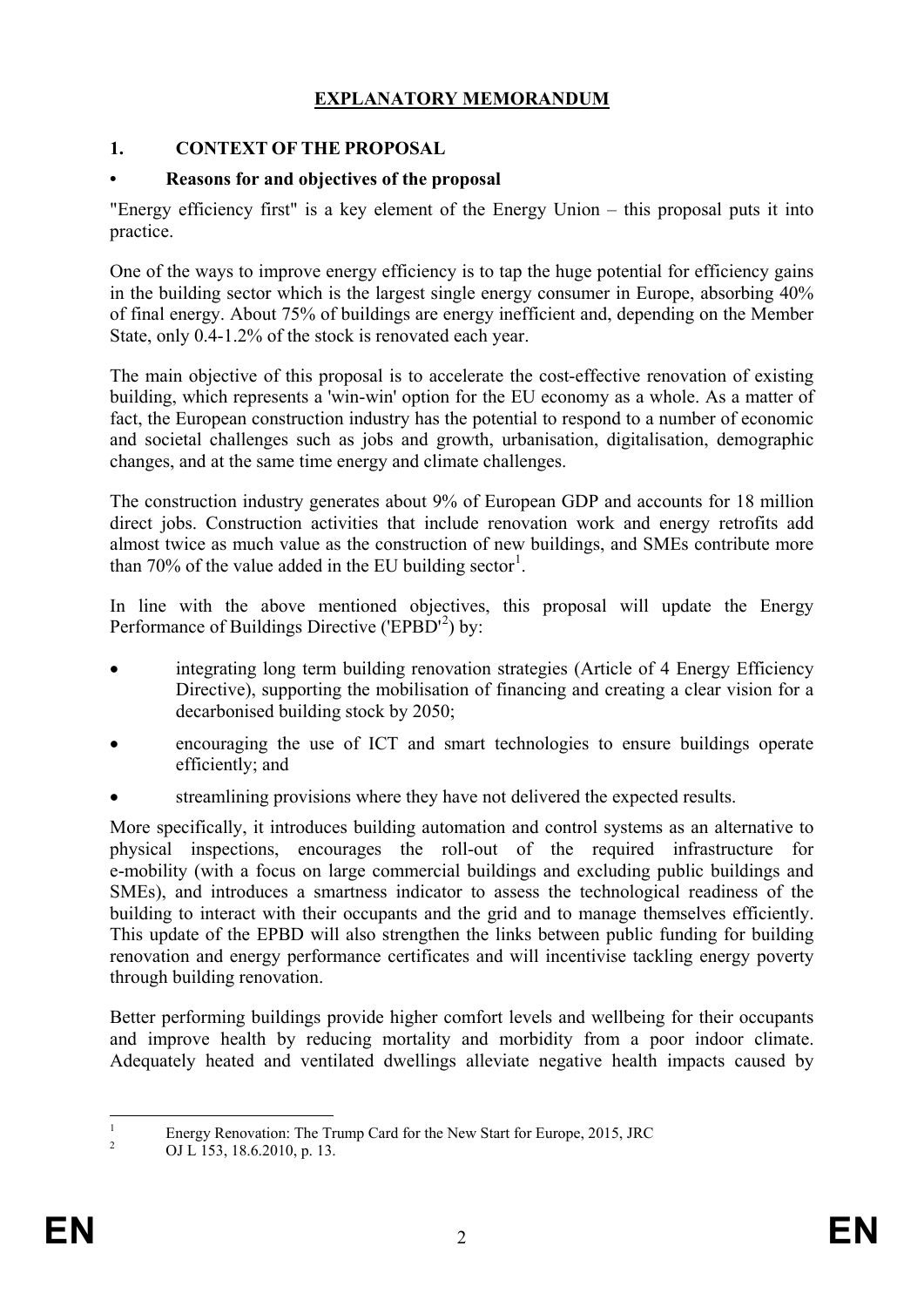# EXPLANATORY MEMORANDUM

## 1. CONTEXT OF THE PROPOSAL

### • Reasons for and objectives of the proposal

"Energy efficiency first" is a key element of the Energy Union – this proposal puts it into practice.

One of the ways to improve energy efficiency is to tap the huge potential for efficiency gains in the building sector which is the largest single energy consumer in Europe, absorbing 40% of final energy. About 75% of buildings are energy inefficient and, depending on the Member State, only 0.4-1.2% of the stock is renovated each year.

The main objective of this proposal is to accelerate the cost-effective renovation of existing building, which represents a 'win-win' option for the EU economy as a whole. As a matter of fact, the European construction industry has the potential to respond to a number of economic and societal challenges such as jobs and growth, urbanisation, digitalisation, demographic changes, and at the same time energy and climate challenges.

The construction industry generates about 9% of European GDP and accounts for 18 million direct jobs. Construction activities that include renovation work and energy retrofits add almost twice as much value as the construction of new buildings, and SMEs contribute more than 70% of the value added in the EU building sector[1].

In line with the above mentioned objectives, this proposal will update the Energy Performance of Buildings Directive ('EPBD'[2]) by:

- integrating long term building renovation strategies (Article of 4 Energy Efficiency Directive), supporting the mobilisation of financing and creating a clear vision for a decarbonised building stock by 2050;
- encouraging the use of ICT and smart technologies to ensure buildings operate efficiently; and
- streamlining provisions where they have not delivered the expected results.

More specifically, it introduces building automation and control systems as an alternative to physical inspections, encourages the roll-out of the required infrastructure for e-mobility (with a focus on large commercial buildings and excluding public buildings and SMEs), and introduces a smartness indicator to assess the technological readiness of the building to interact with their occupants and the grid and to manage themselves efficiently. This update of the EPBD will also strengthen the links between public funding for building renovation and energy performance certificates and will incentivise tackling energy poverty through building renovation.

Better performing buildings provide higher comfort levels and wellbeing for their occupants and improve health by reducing mortality and morbidity from a poor indoor climate. Adequately heated and ventilated dwellings alleviate negative health impacts caused by

---

[1] Energy Renovation: The Trump Card for the New Start for Europe, 2015, JRC

[2] OJ L 153, 18.6.2010, p. 13.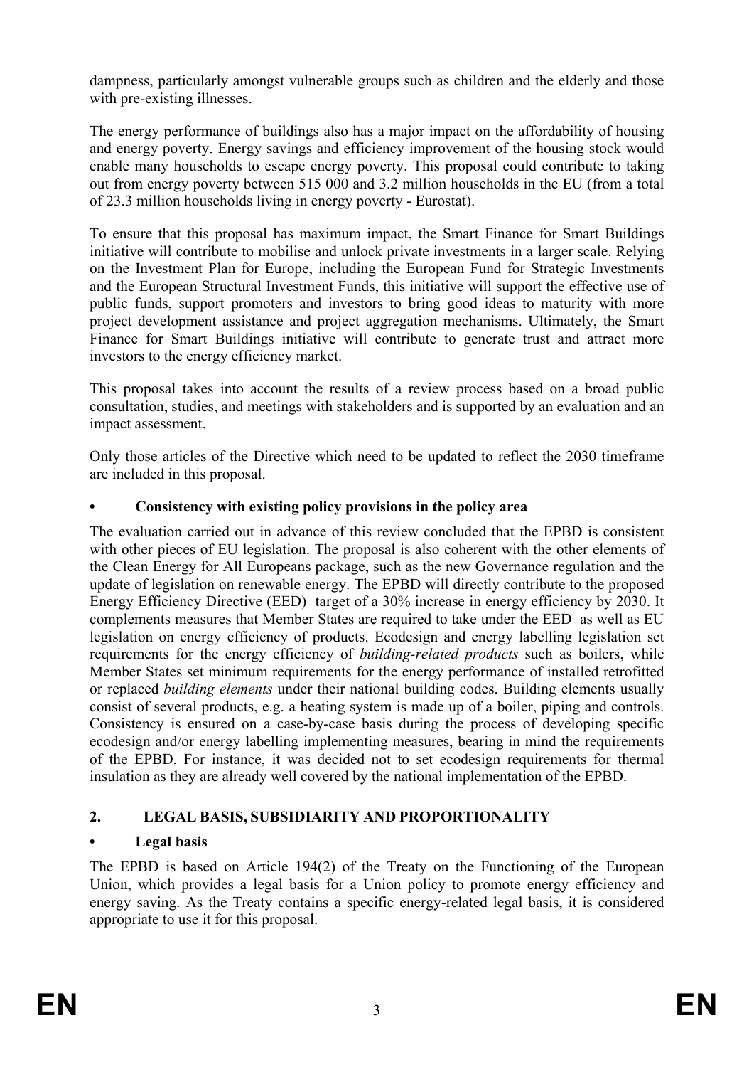dampness, particularly amongst vulnerable groups such as children and the elderly and those with pre-existing illnesses.

The energy performance of buildings also has a major impact on the affordability of housing and energy poverty. Energy savings and efficiency improvement of the housing stock would enable many households to escape energy poverty. This proposal could contribute to taking out from energy poverty between 515 000 and 3.2 million households in the EU (from a total of 23.3 million households living in energy poverty - Eurostat).

To ensure that this proposal has maximum impact, the Smart Finance for Smart Buildings initiative will contribute to mobilise and unlock private investments in a larger scale. Relying on the Investment Plan for Europe, including the European Fund for Strategic Investments and the European Structural Investment Funds, this initiative will support the effective use of public funds, support promoters and investors to bring good ideas to maturity with more project development assistance and project aggregation mechanisms. Ultimately, the Smart Finance for Smart Buildings initiative will contribute to generate trust and attract more investors to the energy efficiency market.

This proposal takes into account the results of a review process based on a broad public consultation, studies, and meetings with stakeholders and is supported by an evaluation and an impact assessment.

Only those articles of the Directive which need to be updated to reflect the 2030 timeframe are included in this proposal.

- **Consistency with existing policy provisions in the policy area**

The evaluation carried out in advance of this review concluded that the EPBD is consistent with other pieces of EU legislation. The proposal is also coherent with the other elements of the Clean Energy for All Europeans package, such as the new Governance regulation and the update of legislation on renewable energy. The EPBD will directly contribute to the proposed Energy Efficiency Directive (EED) target of a 30% increase in energy efficiency by 2030. It complements measures that Member States are required to take under the EED as well as EU legislation on energy efficiency of products. Ecodesign and energy labelling legislation set requirements for the energy efficiency of *building-related products* such as boilers, while Member States set minimum requirements for the energy performance of installed retrofitted or replaced *building elements* under their national building codes. Building elements usually consist of several products, e.g. a heating system is made up of a boiler, piping and controls. Consistency is ensured on a case-by-case basis during the process of developing specific ecodesign and/or energy labelling implementing measures, bearing in mind the requirements of the EPBD. For instance, it was decided not to set ecodesign requirements for thermal insulation as they are already well covered by the national implementation of the EPBD.

## 2. LEGAL BASIS, SUBSIDIARITY AND PROPORTIONALITY

- **Legal basis**

The EPBD is based on Article 194(2) of the Treaty on the Functioning of the European Union, which provides a legal basis for a Union policy to promote energy efficiency and energy saving. As the Treaty contains a specific energy-related legal basis, it is considered appropriate to use it for this proposal.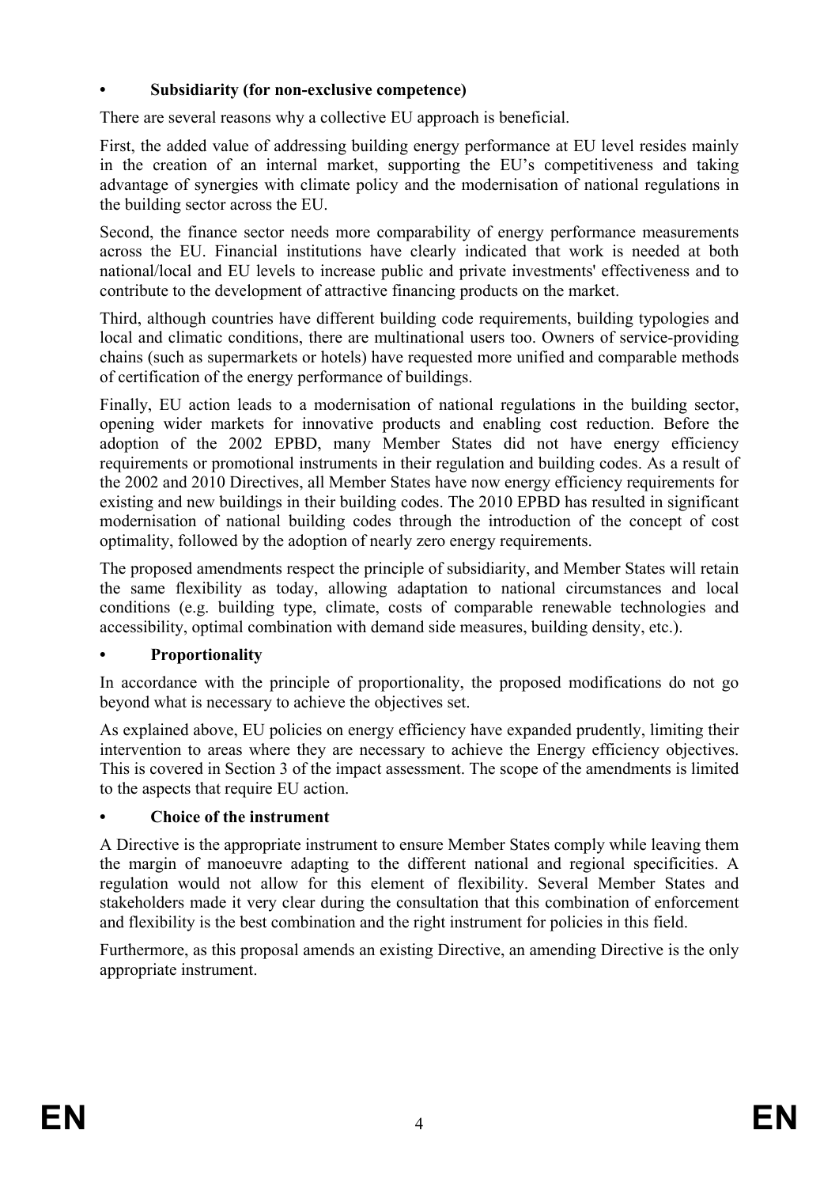- **Subsidiarity (for non-exclusive competence)**

There are several reasons why a collective EU approach is beneficial.

First, the added value of addressing building energy performance at EU level resides mainly in the creation of an internal market, supporting the EU's competitiveness and taking advantage of synergies with climate policy and the modernisation of national regulations in the building sector across the EU.

Second, the finance sector needs more comparability of energy performance measurements across the EU. Financial institutions have clearly indicated that work is needed at both national/local and EU levels to increase public and private investments' effectiveness and to contribute to the development of attractive financing products on the market.

Third, although countries have different building code requirements, building typologies and local and climatic conditions, there are multinational users too. Owners of service-providing chains (such as supermarkets or hotels) have requested more unified and comparable methods of certification of the energy performance of buildings.

Finally, EU action leads to a modernisation of national regulations in the building sector, opening wider markets for innovative products and enabling cost reduction. Before the adoption of the 2002 EPBD, many Member States did not have energy efficiency requirements or promotional instruments in their regulation and building codes. As a result of the 2002 and 2010 Directives, all Member States have now energy efficiency requirements for existing and new buildings in their building codes. The 2010 EPBD has resulted in significant modernisation of national building codes through the introduction of the concept of cost optimality, followed by the adoption of nearly zero energy requirements.

The proposed amendments respect the principle of subsidiarity, and Member States will retain the same flexibility as today, allowing adaptation to national circumstances and local conditions (e.g. building type, climate, costs of comparable renewable technologies and accessibility, optimal combination with demand side measures, building density, etc.).

- **Proportionality**

In accordance with the principle of proportionality, the proposed modifications do not go beyond what is necessary to achieve the objectives set.

As explained above, EU policies on energy efficiency have expanded prudently, limiting their intervention to areas where they are necessary to achieve the Energy efficiency objectives. This is covered in Section 3 of the impact assessment. The scope of the amendments is limited to the aspects that require EU action.

- **Choice of the instrument**

A Directive is the appropriate instrument to ensure Member States comply while leaving them the margin of manoeuvre adapting to the different national and regional specificities. A regulation would not allow for this element of flexibility. Several Member States and stakeholders made it very clear during the consultation that this combination of enforcement and flexibility is the best combination and the right instrument for policies in this field.

Furthermore, as this proposal amends an existing Directive, an amending Directive is the only appropriate instrument.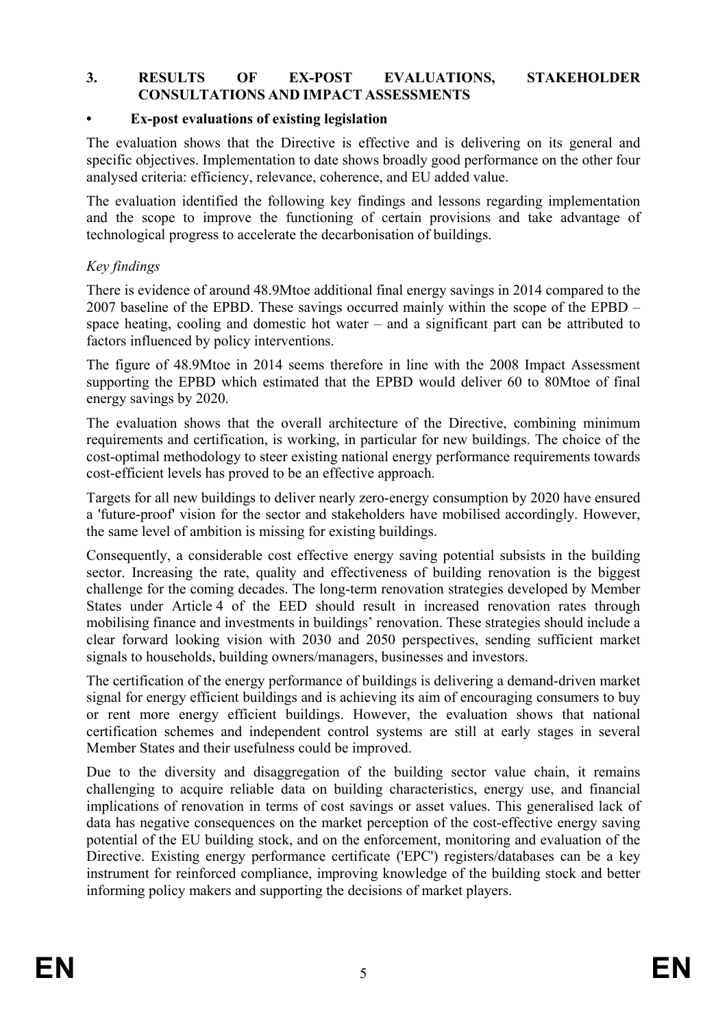## 3. RESULTS OF EX-POST EVALUATIONS, STAKEHOLDER CONSULTATIONS AND IMPACT ASSESSMENTS

### • Ex-post evaluations of existing legislation

The evaluation shows that the Directive is effective and is delivering on its general and specific objectives. Implementation to date shows broadly good performance on the other four analysed criteria: efficiency, relevance, coherence, and EU added value.

The evaluation identified the following key findings and lessons regarding implementation and the scope to improve the functioning of certain provisions and take advantage of technological progress to accelerate the decarbonisation of buildings.

*Key findings*

There is evidence of around 48.9Mtoe additional final energy savings in 2014 compared to the 2007 baseline of the EPBD. These savings occurred mainly within the scope of the EPBD – space heating, cooling and domestic hot water – and a significant part can be attributed to factors influenced by policy interventions.

The figure of 48.9Mtoe in 2014 seems therefore in line with the 2008 Impact Assessment supporting the EPBD which estimated that the EPBD would deliver 60 to 80Mtoe of final energy savings by 2020.

The evaluation shows that the overall architecture of the Directive, combining minimum requirements and certification, is working, in particular for new buildings. The choice of the cost-optimal methodology to steer existing national energy performance requirements towards cost-efficient levels has proved to be an effective approach.

Targets for all new buildings to deliver nearly zero-energy consumption by 2020 have ensured a 'future-proof' vision for the sector and stakeholders have mobilised accordingly. However, the same level of ambition is missing for existing buildings.

Consequently, a considerable cost effective energy saving potential subsists in the building sector. Increasing the rate, quality and effectiveness of building renovation is the biggest challenge for the coming decades. The long-term renovation strategies developed by Member States under Article 4 of the EED should result in increased renovation rates through mobilising finance and investments in buildings' renovation. These strategies should include a clear forward looking vision with 2030 and 2050 perspectives, sending sufficient market signals to households, building owners/managers, businesses and investors.

The certification of the energy performance of buildings is delivering a demand-driven market signal for energy efficient buildings and is achieving its aim of encouraging consumers to buy or rent more energy efficient buildings. However, the evaluation shows that national certification schemes and independent control systems are still at early stages in several Member States and their usefulness could be improved.

Due to the diversity and disaggregation of the building sector value chain, it remains challenging to acquire reliable data on building characteristics, energy use, and financial implications of renovation in terms of cost savings or asset values. This generalised lack of data has negative consequences on the market perception of the cost-effective energy saving potential of the EU building stock, and on the enforcement, monitoring and evaluation of the Directive. Existing energy performance certificate ('EPC') registers/databases can be a key instrument for reinforced compliance, improving knowledge of the building stock and better informing policy makers and supporting the decisions of market players.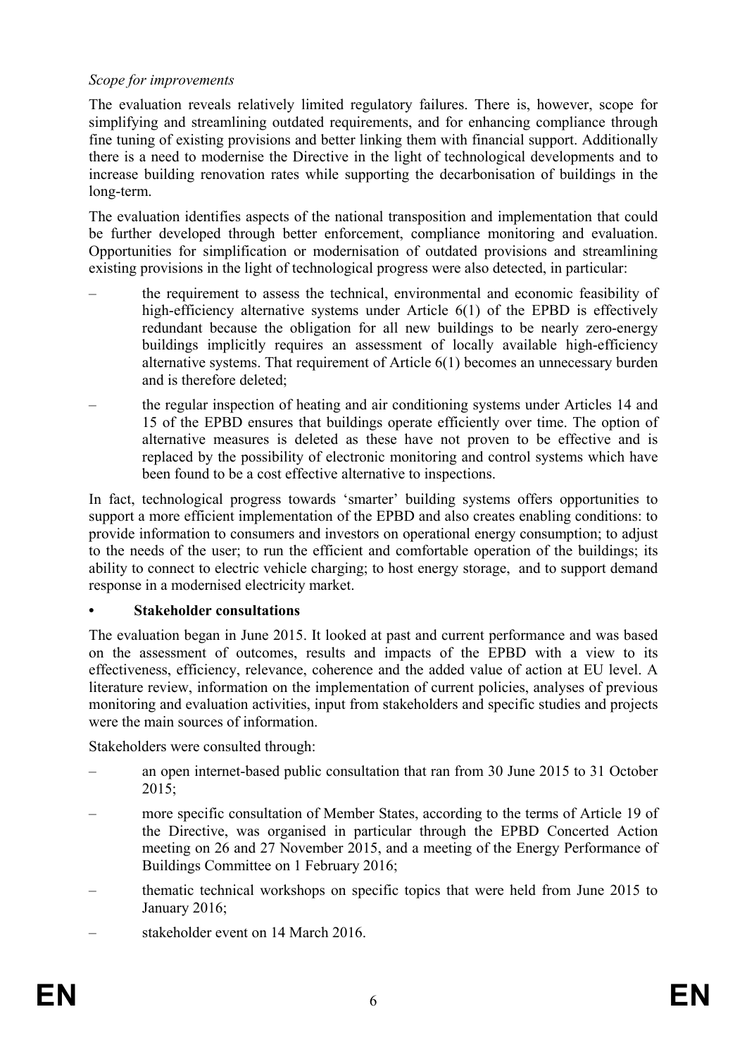*Scope for improvements*

The evaluation reveals relatively limited regulatory failures. There is, however, scope for simplifying and streamlining outdated requirements, and for enhancing compliance through fine tuning of existing provisions and better linking them with financial support. Additionally there is a need to modernise the Directive in the light of technological developments and to increase building renovation rates while supporting the decarbonisation of buildings in the long-term.

The evaluation identifies aspects of the national transposition and implementation that could be further developed through better enforcement, compliance monitoring and evaluation. Opportunities for simplification or modernisation of outdated provisions and streamlining existing provisions in the light of technological progress were also detected, in particular:

– the requirement to assess the technical, environmental and economic feasibility of high-efficiency alternative systems under Article 6(1) of the EPBD is effectively redundant because the obligation for all new buildings to be nearly zero-energy buildings implicitly requires an assessment of locally available high-efficiency alternative systems. That requirement of Article 6(1) becomes an unnecessary burden and is therefore deleted;

– the regular inspection of heating and air conditioning systems under Articles 14 and 15 of the EPBD ensures that buildings operate efficiently over time. The option of alternative measures is deleted as these have not proven to be effective and is replaced by the possibility of electronic monitoring and control systems which have been found to be a cost effective alternative to inspections.

In fact, technological progress towards 'smarter' building systems offers opportunities to support a more efficient implementation of the EPBD and also creates enabling conditions: to provide information to consumers and investors on operational energy consumption; to adjust to the needs of the user; to run the efficient and comfortable operation of the buildings; its ability to connect to electric vehicle charging; to host energy storage, and to support demand response in a modernised electricity market.

- **Stakeholder consultations**

The evaluation began in June 2015. It looked at past and current performance and was based on the assessment of outcomes, results and impacts of the EPBD with a view to its effectiveness, efficiency, relevance, coherence and the added value of action at EU level. A literature review, information on the implementation of current policies, analyses of previous monitoring and evaluation activities, input from stakeholders and specific studies and projects were the main sources of information.

Stakeholders were consulted through:

– an open internet-based public consultation that ran from 30 June 2015 to 31 October 2015;

– more specific consultation of Member States, according to the terms of Article 19 of the Directive, was organised in particular through the EPBD Concerted Action meeting on 26 and 27 November 2015, and a meeting of the Energy Performance of Buildings Committee on 1 February 2016;

– thematic technical workshops on specific topics that were held from June 2015 to January 2016;

– stakeholder event on 14 March 2016.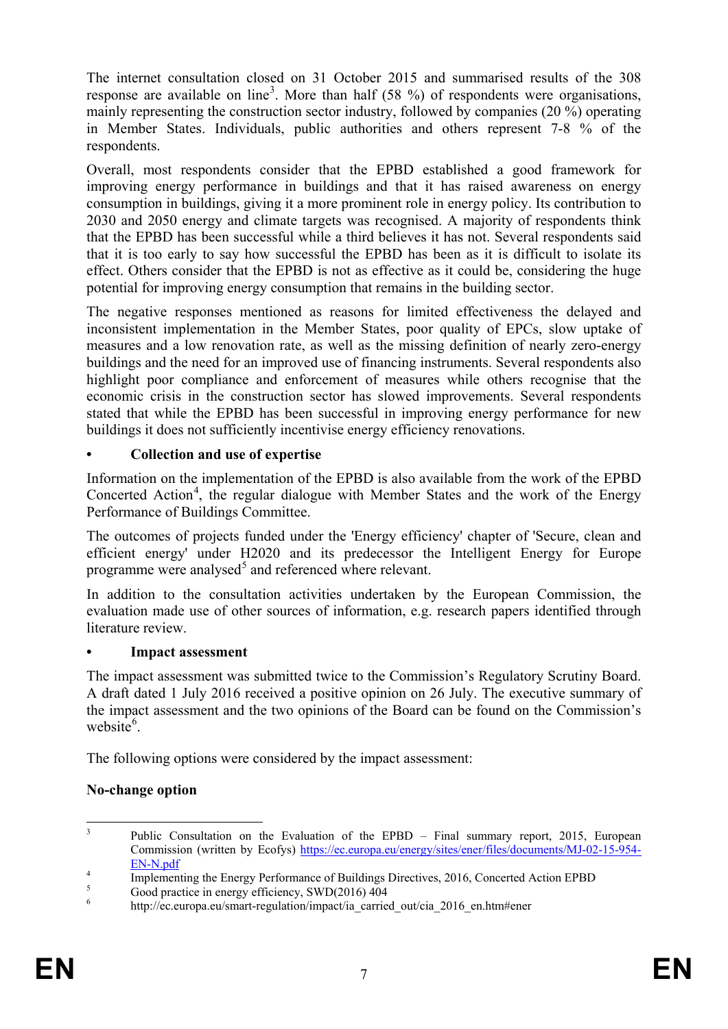The internet consultation closed on 31 October 2015 and summarised results of the 308 response are available on line[3]. More than half (58 %) of respondents were organisations, mainly representing the construction sector industry, followed by companies (20 %) operating in Member States. Individuals, public authorities and others represent 7-8 % of the respondents.

Overall, most respondents consider that the EPBD established a good framework for improving energy performance in buildings and that it has raised awareness on energy consumption in buildings, giving it a more prominent role in energy policy. Its contribution to 2030 and 2050 energy and climate targets was recognised. A majority of respondents think that the EPBD has been successful while a third believes it has not. Several respondents said that it is too early to say how successful the EPBD has been as it is difficult to isolate its effect. Others consider that the EPBD is not as effective as it could be, considering the huge potential for improving energy consumption that remains in the building sector.

The negative responses mentioned as reasons for limited effectiveness the delayed and inconsistent implementation in the Member States, poor quality of EPCs, slow uptake of measures and a low renovation rate, as well as the missing definition of nearly zero-energy buildings and the need for an improved use of financing instruments. Several respondents also highlight poor compliance and enforcement of measures while others recognise that the economic crisis in the construction sector has slowed improvements. Several respondents stated that while the EPBD has been successful in improving energy performance for new buildings it does not sufficiently incentivise energy efficiency renovations.

- **Collection and use of expertise**

Information on the implementation of the EPBD is also available from the work of the EPBD Concerted Action[4], the regular dialogue with Member States and the work of the Energy Performance of Buildings Committee.

The outcomes of projects funded under the 'Energy efficiency' chapter of 'Secure, clean and efficient energy' under H2020 and its predecessor the Intelligent Energy for Europe programme were analysed[5] and referenced where relevant.

In addition to the consultation activities undertaken by the European Commission, the evaluation made use of other sources of information, e.g. research papers identified through literature review.

- **Impact assessment**

The impact assessment was submitted twice to the Commission's Regulatory Scrutiny Board. A draft dated 1 July 2016 received a positive opinion on 26 July. The executive summary of the impact assessment and the two opinions of the Board can be found on the Commission's website[6].

The following options were considered by the impact assessment:

**No-change option**

---

[3] Public Consultation on the Evaluation of the EPBD – Final summary report, 2015, European Commission (written by Ecofys) https://ec.europa.eu/energy/sites/ener/files/documents/MJ-02-15-954-EN-N.pdf

[4] Implementing the Energy Performance of Buildings Directives, 2016, Concerted Action EPBD

[5] Good practice in energy efficiency, SWD(2016) 404

[6] http://ec.europa.eu/smart-regulation/impact/ia_carried_out/cia_2016_en.htm#ener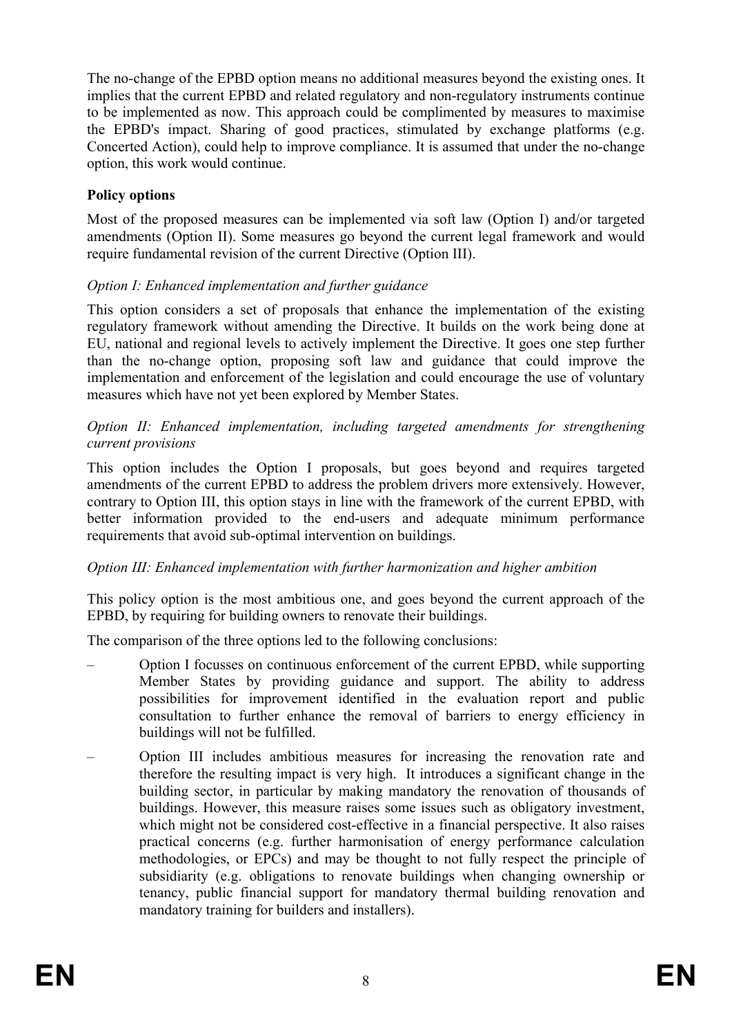The no-change of the EPBD option means no additional measures beyond the existing ones. It implies that the current EPBD and related regulatory and non-regulatory instruments continue to be implemented as now. This approach could be complimented by measures to maximise the EPBD's impact. Sharing of good practices, stimulated by exchange platforms (e.g. Concerted Action), could help to improve compliance. It is assumed that under the no-change option, this work would continue.

**Policy options**

Most of the proposed measures can be implemented via soft law (Option I) and/or targeted amendments (Option II). Some measures go beyond the current legal framework and would require fundamental revision of the current Directive (Option III).

*Option I: Enhanced implementation and further guidance*

This option considers a set of proposals that enhance the implementation of the existing regulatory framework without amending the Directive. It builds on the work being done at EU, national and regional levels to actively implement the Directive. It goes one step further than the no-change option, proposing soft law and guidance that could improve the implementation and enforcement of the legislation and could encourage the use of voluntary measures which have not yet been explored by Member States.

*Option II: Enhanced implementation, including targeted amendments for strengthening current provisions*

This option includes the Option I proposals, but goes beyond and requires targeted amendments of the current EPBD to address the problem drivers more extensively. However, contrary to Option III, this option stays in line with the framework of the current EPBD, with better information provided to the end-users and adequate minimum performance requirements that avoid sub-optimal intervention on buildings.

*Option III: Enhanced implementation with further harmonization and higher ambition*

This policy option is the most ambitious one, and goes beyond the current approach of the EPBD, by requiring for building owners to renovate their buildings.

The comparison of the three options led to the following conclusions:

- Option I focusses on continuous enforcement of the current EPBD, while supporting Member States by providing guidance and support. The ability to address possibilities for improvement identified in the evaluation report and public consultation to further enhance the removal of barriers to energy efficiency in buildings will not be fulfilled.
- Option III includes ambitious measures for increasing the renovation rate and therefore the resulting impact is very high. It introduces a significant change in the building sector, in particular by making mandatory the renovation of thousands of buildings. However, this measure raises some issues such as obligatory investment, which might not be considered cost-effective in a financial perspective. It also raises practical concerns (e.g. further harmonisation of energy performance calculation methodologies, or EPCs) and may be thought to not fully respect the principle of subsidiarity (e.g. obligations to renovate buildings when changing ownership or tenancy, public financial support for mandatory thermal building renovation and mandatory training for builders and installers).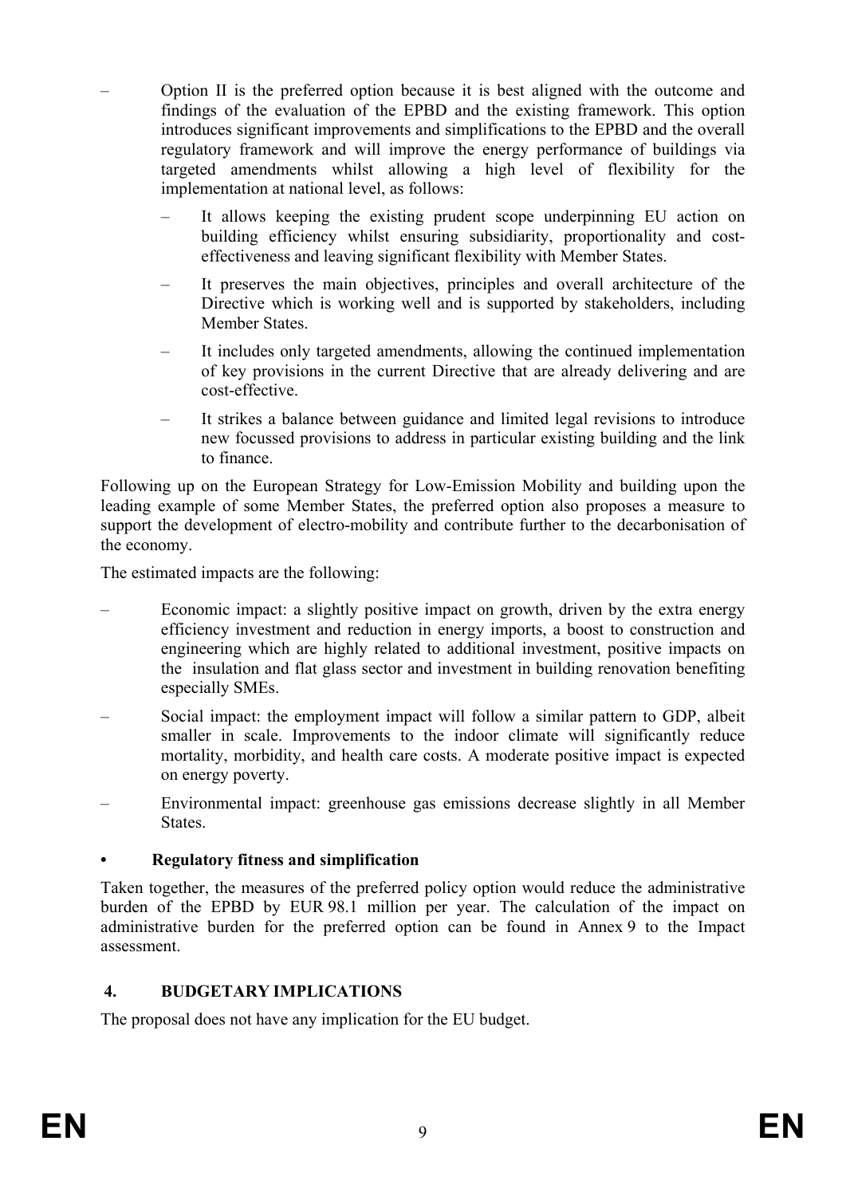- Option II is the preferred option because it is best aligned with the outcome and findings of the evaluation of the EPBD and the existing framework. This option introduces significant improvements and simplifications to the EPBD and the overall regulatory framework and will improve the energy performance of buildings via targeted amendments whilst allowing a high level of flexibility for the implementation at national level, as follows:
  - It allows keeping the existing prudent scope underpinning EU action on building efficiency whilst ensuring subsidiarity, proportionality and cost-effectiveness and leaving significant flexibility with Member States.
  - It preserves the main objectives, principles and overall architecture of the Directive which is working well and is supported by stakeholders, including Member States.
  - It includes only targeted amendments, allowing the continued implementation of key provisions in the current Directive that are already delivering and are cost-effective.
  - It strikes a balance between guidance and limited legal revisions to introduce new focussed provisions to address in particular existing building and the link to finance.

Following up on the European Strategy for Low-Emission Mobility and building upon the leading example of some Member States, the preferred option also proposes a measure to support the development of electro-mobility and contribute further to the decarbonisation of the economy.

The estimated impacts are the following:

- Economic impact: a slightly positive impact on growth, driven by the extra energy efficiency investment and reduction in energy imports, a boost to construction and engineering which are highly related to additional investment, positive impacts on the insulation and flat glass sector and investment in building renovation benefiting especially SMEs.
- Social impact: the employment impact will follow a similar pattern to GDP, albeit smaller in scale. Improvements to the indoor climate will significantly reduce mortality, morbidity, and health care costs. A moderate positive impact is expected on energy poverty.
- Environmental impact: greenhouse gas emissions decrease slightly in all Member States.

- **Regulatory fitness and simplification**

Taken together, the measures of the preferred policy option would reduce the administrative burden of the EPBD by EUR 98.1 million per year. The calculation of the impact on administrative burden for the preferred option can be found in Annex 9 to the Impact assessment.

## 4. BUDGETARY IMPLICATIONS

The proposal does not have any implication for the EU budget.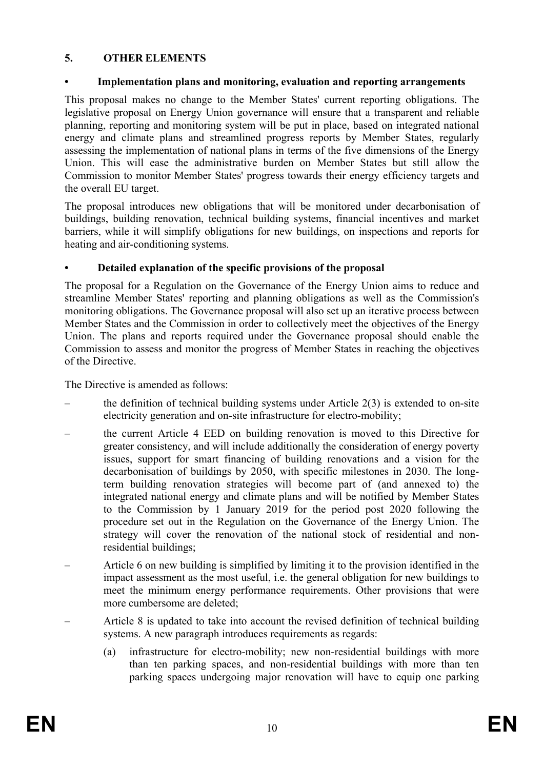## 5. OTHER ELEMENTS

### • Implementation plans and monitoring, evaluation and reporting arrangements

This proposal makes no change to the Member States' current reporting obligations. The legislative proposal on Energy Union governance will ensure that a transparent and reliable planning, reporting and monitoring system will be put in place, based on integrated national energy and climate plans and streamlined progress reports by Member States, regularly assessing the implementation of national plans in terms of the five dimensions of the Energy Union. This will ease the administrative burden on Member States but still allow the Commission to monitor Member States' progress towards their energy efficiency targets and the overall EU target.

The proposal introduces new obligations that will be monitored under decarbonisation of buildings, building renovation, technical building systems, financial incentives and market barriers, while it will simplify obligations for new buildings, on inspections and reports for heating and air-conditioning systems.

### • Detailed explanation of the specific provisions of the proposal

The proposal for a Regulation on the Governance of the Energy Union aims to reduce and streamline Member States' reporting and planning obligations as well as the Commission's monitoring obligations. The Governance proposal will also set up an iterative process between Member States and the Commission in order to collectively meet the objectives of the Energy Union. The plans and reports required under the Governance proposal should enable the Commission to assess and monitor the progress of Member States in reaching the objectives of the Directive.

The Directive is amended as follows:

- the definition of technical building systems under Article 2(3) is extended to on-site electricity generation and on-site infrastructure for electro-mobility;
- the current Article 4 EED on building renovation is moved to this Directive for greater consistency, and will include additionally the consideration of energy poverty issues, support for smart financing of building renovations and a vision for the decarbonisation of buildings by 2050, with specific milestones in 2030. The long-term building renovation strategies will become part of (and annexed to) the integrated national energy and climate plans and will be notified by Member States to the Commission by 1 January 2019 for the period post 2020 following the procedure set out in the Regulation on the Governance of the Energy Union. The strategy will cover the renovation of the national stock of residential and non-residential buildings;
- Article 6 on new building is simplified by limiting it to the provision identified in the impact assessment as the most useful, i.e. the general obligation for new buildings to meet the minimum energy performance requirements. Other provisions that were more cumbersome are deleted;
- Article 8 is updated to take into account the revised definition of technical building systems. A new paragraph introduces requirements as regards:
  - (a) infrastructure for electro-mobility; new non-residential buildings with more than ten parking spaces, and non-residential buildings with more than ten parking spaces undergoing major renovation will have to equip one parking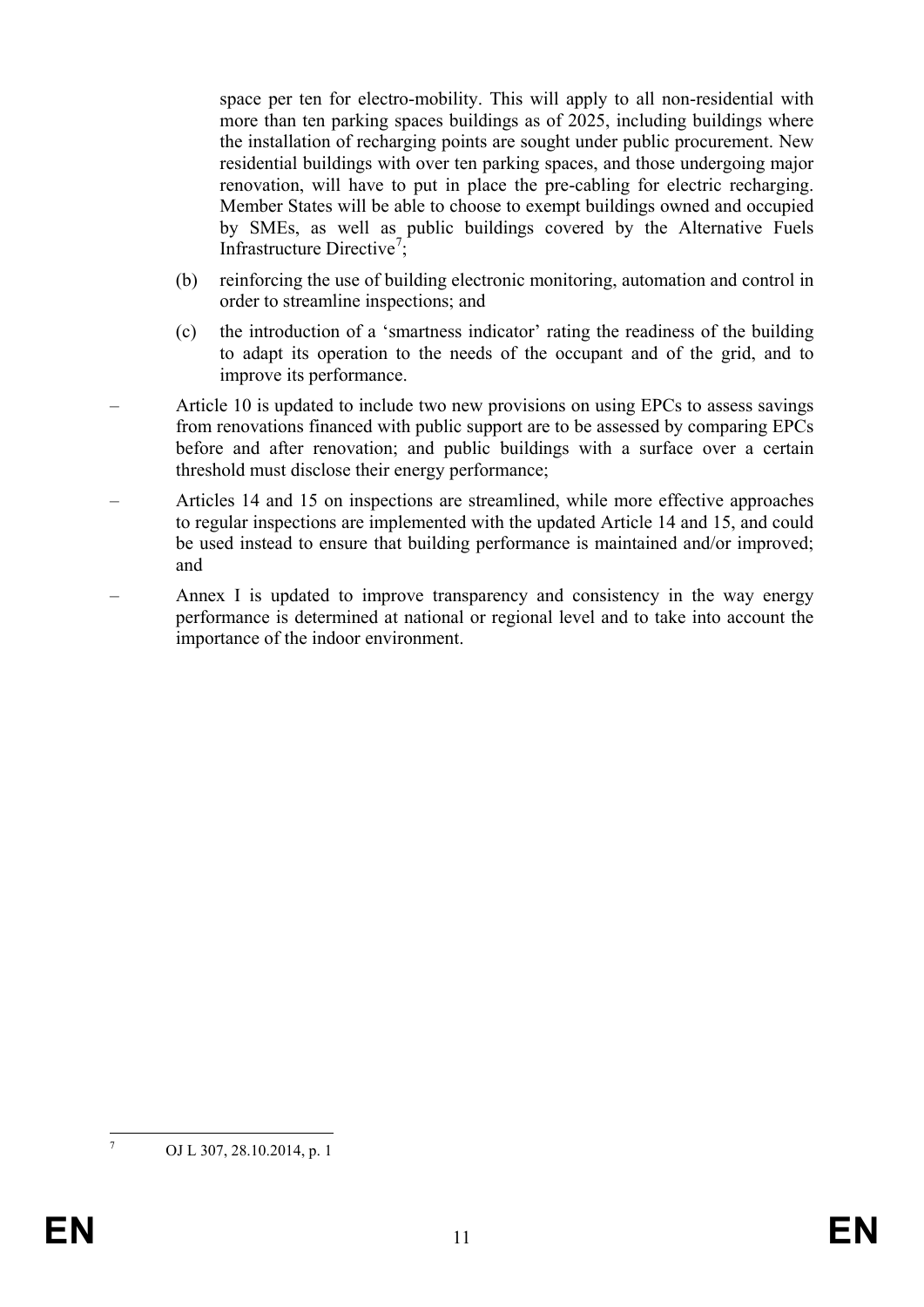space per ten for electro-mobility. This will apply to all non-residential with more than ten parking spaces buildings as of 2025, including buildings where the installation of recharging points are sought under public procurement. New residential buildings with over ten parking spaces, and those undergoing major renovation, will have to put in place the pre-cabling for electric recharging. Member States will be able to choose to exempt buildings owned and occupied by SMEs, as well as public buildings covered by the Alternative Fuels Infrastructure Directive[7];

(b) reinforcing the use of building electronic monitoring, automation and control in order to streamline inspections; and

(c) the introduction of a 'smartness indicator' rating the readiness of the building to adapt its operation to the needs of the occupant and of the grid, and to improve its performance.

– Article 10 is updated to include two new provisions on using EPCs to assess savings from renovations financed with public support are to be assessed by comparing EPCs before and after renovation; and public buildings with a surface over a certain threshold must disclose their energy performance;

– Articles 14 and 15 on inspections are streamlined, while more effective approaches to regular inspections are implemented with the updated Article 14 and 15, and could be used instead to ensure that building performance is maintained and/or improved; and

– Annex I is updated to improve transparency and consistency in the way energy performance is determined at national or regional level and to take into account the importance of the indoor environment.

---

[7] OJ L 307, 28.10.2014, p. 1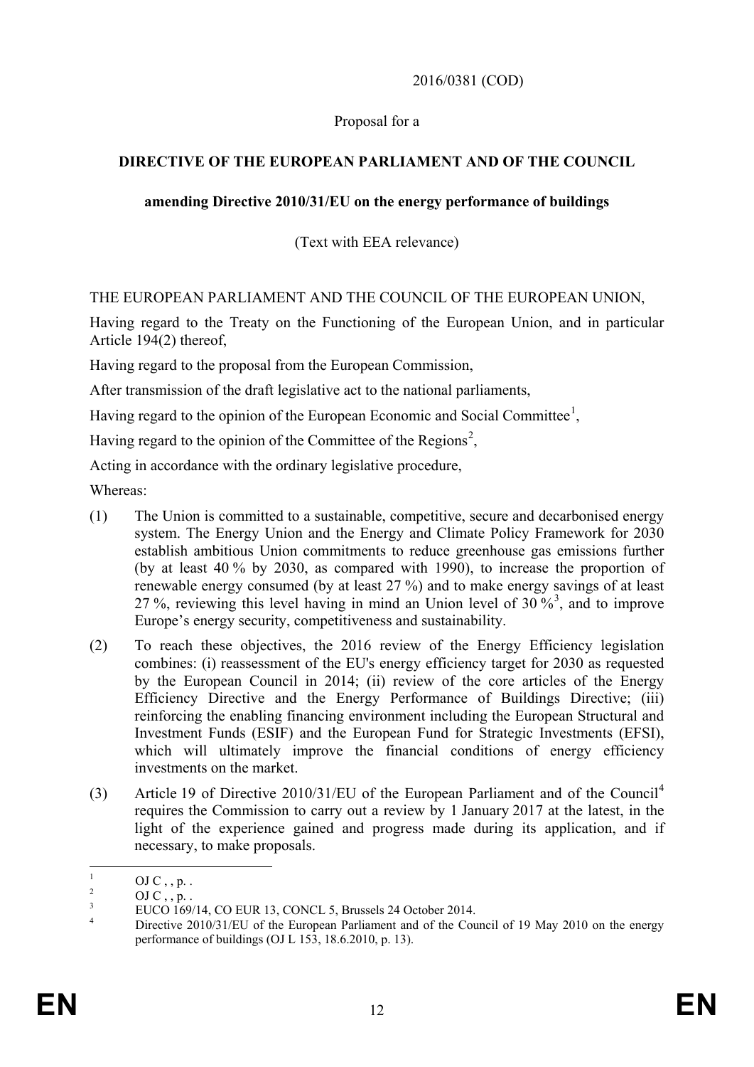2016/0381 (COD)

Proposal for a

**DIRECTIVE OF THE EUROPEAN PARLIAMENT AND OF THE COUNCIL**

**amending Directive 2010/31/EU on the energy performance of buildings**

(Text with EEA relevance)

THE EUROPEAN PARLIAMENT AND THE COUNCIL OF THE EUROPEAN UNION,

Having regard to the Treaty on the Functioning of the European Union, and in particular Article 194(2) thereof,

Having regard to the proposal from the European Commission,

After transmission of the draft legislative act to the national parliaments,

Having regard to the opinion of the European Economic and Social Committee[1],

Having regard to the opinion of the Committee of the Regions[2],

Acting in accordance with the ordinary legislative procedure,

Whereas:

(1) The Union is committed to a sustainable, competitive, secure and decarbonised energy system. The Energy Union and the Energy and Climate Policy Framework for 2030 establish ambitious Union commitments to reduce greenhouse gas emissions further (by at least 40 % by 2030, as compared with 1990), to increase the proportion of renewable energy consumed (by at least 27 %) and to make energy savings of at least 27 %, reviewing this level having in mind an Union level of 30 %[3], and to improve Europe's energy security, competitiveness and sustainability.

(2) To reach these objectives, the 2016 review of the Energy Efficiency legislation combines: (i) reassessment of the EU's energy efficiency target for 2030 as requested by the European Council in 2014; (ii) review of the core articles of the Energy Efficiency Directive and the Energy Performance of Buildings Directive; (iii) reinforcing the enabling financing environment including the European Structural and Investment Funds (ESIF) and the European Fund for Strategic Investments (EFSI), which will ultimately improve the financial conditions of energy efficiency investments on the market.

(3) Article 19 of Directive 2010/31/EU of the European Parliament and of the Council[4] requires the Commission to carry out a review by 1 January 2017 at the latest, in the light of the experience gained and progress made during its application, and if necessary, to make proposals.

---

[1] OJ C , , p. .

[2] OJ C , , p. .

[3] EUCO 169/14, CO EUR 13, CONCL 5, Brussels 24 October 2014.

[4] Directive 2010/31/EU of the European Parliament and of the Council of 19 May 2010 on the energy performance of buildings (OJ L 153, 18.6.2010, p. 13).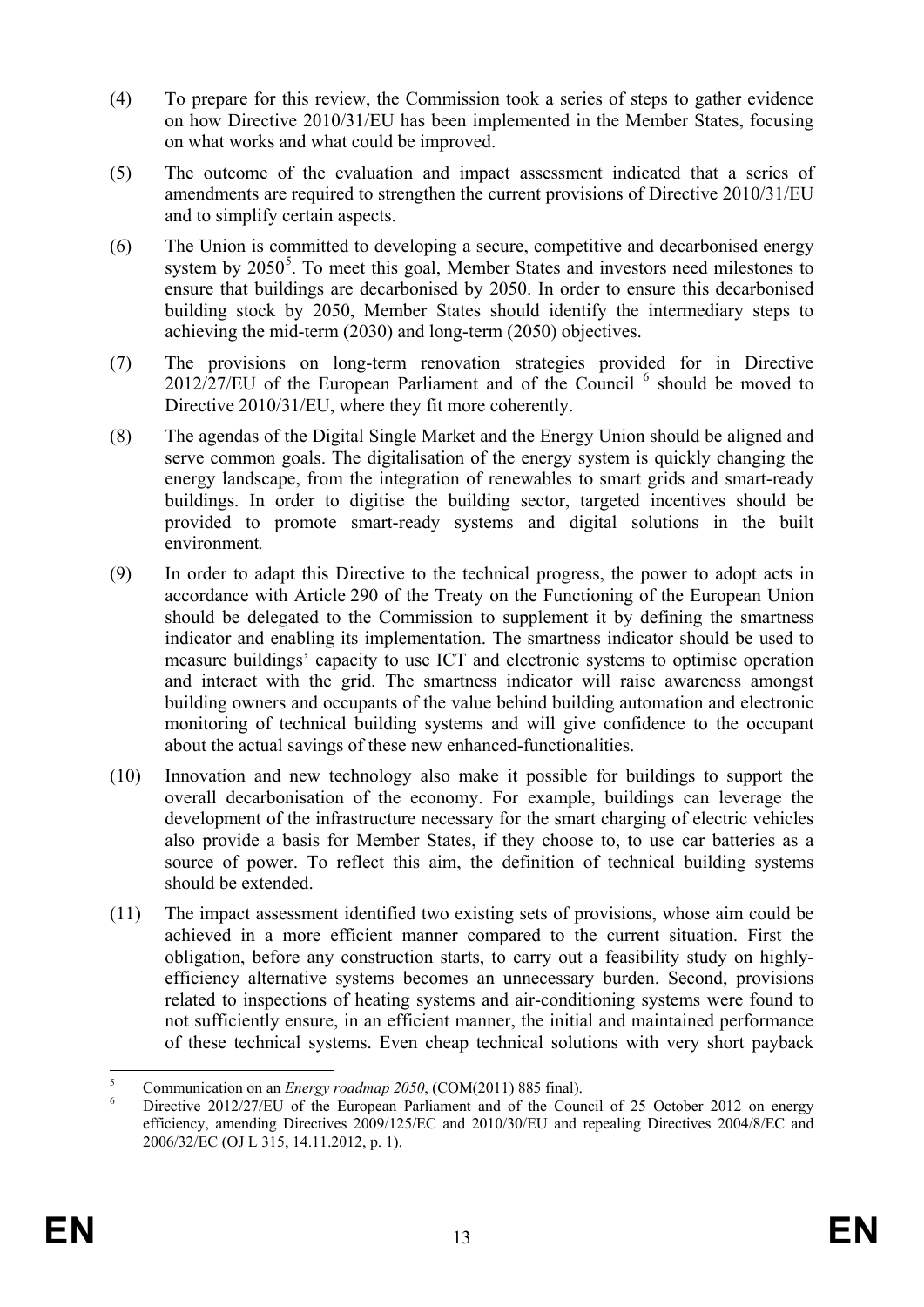(4) To prepare for this review, the Commission took a series of steps to gather evidence on how Directive 2010/31/EU has been implemented in the Member States, focusing on what works and what could be improved.

(5) The outcome of the evaluation and impact assessment indicated that a series of amendments are required to strengthen the current provisions of Directive 2010/31/EU and to simplify certain aspects.

(6) The Union is committed to developing a secure, competitive and decarbonised energy system by 2050[5]. To meet this goal, Member States and investors need milestones to ensure that buildings are decarbonised by 2050. In order to ensure this decarbonised building stock by 2050, Member States should identify the intermediary steps to achieving the mid-term (2030) and long-term (2050) objectives.

(7) The provisions on long-term renovation strategies provided for in Directive 2012/27/EU of the European Parliament and of the Council [6] should be moved to Directive 2010/31/EU, where they fit more coherently.

(8) The agendas of the Digital Single Market and the Energy Union should be aligned and serve common goals. The digitalisation of the energy system is quickly changing the energy landscape, from the integration of renewables to smart grids and smart-ready buildings. In order to digitise the building sector, targeted incentives should be provided to promote smart-ready systems and digital solutions in the built environment*.*

(9) In order to adapt this Directive to the technical progress, the power to adopt acts in accordance with Article 290 of the Treaty on the Functioning of the European Union should be delegated to the Commission to supplement it by defining the smartness indicator and enabling its implementation. The smartness indicator should be used to measure buildings' capacity to use ICT and electronic systems to optimise operation and interact with the grid. The smartness indicator will raise awareness amongst building owners and occupants of the value behind building automation and electronic monitoring of technical building systems and will give confidence to the occupant about the actual savings of these new enhanced-functionalities.

(10) Innovation and new technology also make it possible for buildings to support the overall decarbonisation of the economy. For example, buildings can leverage the development of the infrastructure necessary for the smart charging of electric vehicles also provide a basis for Member States, if they choose to, to use car batteries as a source of power. To reflect this aim, the definition of technical building systems should be extended.

(11) The impact assessment identified two existing sets of provisions, whose aim could be achieved in a more efficient manner compared to the current situation. First the obligation, before any construction starts, to carry out a feasibility study on highly-efficiency alternative systems becomes an unnecessary burden. Second, provisions related to inspections of heating systems and air-conditioning systems were found to not sufficiently ensure, in an efficient manner, the initial and maintained performance of these technical systems. Even cheap technical solutions with very short payback

---

[5] Communication on an *Energy roadmap 2050*, (COM(2011) 885 final).

[6] Directive 2012/27/EU of the European Parliament and of the Council of 25 October 2012 on energy efficiency, amending Directives 2009/125/EC and 2010/30/EU and repealing Directives 2004/8/EC and 2006/32/EC (OJ L 315, 14.11.2012, p. 1).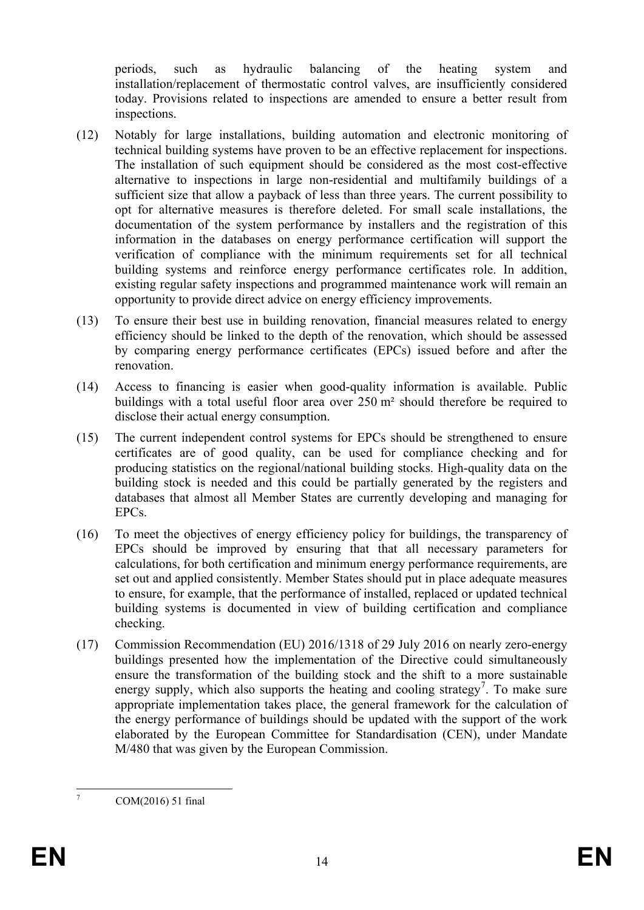periods, such as hydraulic balancing of the heating system and installation/replacement of thermostatic control valves, are insufficiently considered today. Provisions related to inspections are amended to ensure a better result from inspections.

(12) Notably for large installations, building automation and electronic monitoring of technical building systems have proven to be an effective replacement for inspections. The installation of such equipment should be considered as the most cost-effective alternative to inspections in large non-residential and multifamily buildings of a sufficient size that allow a payback of less than three years. The current possibility to opt for alternative measures is therefore deleted. For small scale installations, the documentation of the system performance by installers and the registration of this information in the databases on energy performance certification will support the verification of compliance with the minimum requirements set for all technical building systems and reinforce energy performance certificates role. In addition, existing regular safety inspections and programmed maintenance work will remain an opportunity to provide direct advice on energy efficiency improvements.

(13) To ensure their best use in building renovation, financial measures related to energy efficiency should be linked to the depth of the renovation, which should be assessed by comparing energy performance certificates (EPCs) issued before and after the renovation.

(14) Access to financing is easier when good-quality information is available. Public buildings with a total useful floor area over 250 m² should therefore be required to disclose their actual energy consumption.

(15) The current independent control systems for EPCs should be strengthened to ensure certificates are of good quality, can be used for compliance checking and for producing statistics on the regional/national building stocks. High-quality data on the building stock is needed and this could be partially generated by the registers and databases that almost all Member States are currently developing and managing for EPCs.

(16) To meet the objectives of energy efficiency policy for buildings, the transparency of EPCs should be improved by ensuring that that all necessary parameters for calculations, for both certification and minimum energy performance requirements, are set out and applied consistently. Member States should put in place adequate measures to ensure, for example, that the performance of installed, replaced or updated technical building systems is documented in view of building certification and compliance checking.

(17) Commission Recommendation (EU) 2016/1318 of 29 July 2016 on nearly zero-energy buildings presented how the implementation of the Directive could simultaneously ensure the transformation of the building stock and the shift to a more sustainable energy supply, which also supports the heating and cooling strategy[7]. To make sure appropriate implementation takes place, the general framework for the calculation of the energy performance of buildings should be updated with the support of the work elaborated by the European Committee for Standardisation (CEN), under Mandate M/480 that was given by the European Commission.

[7] COM(2016) 51 final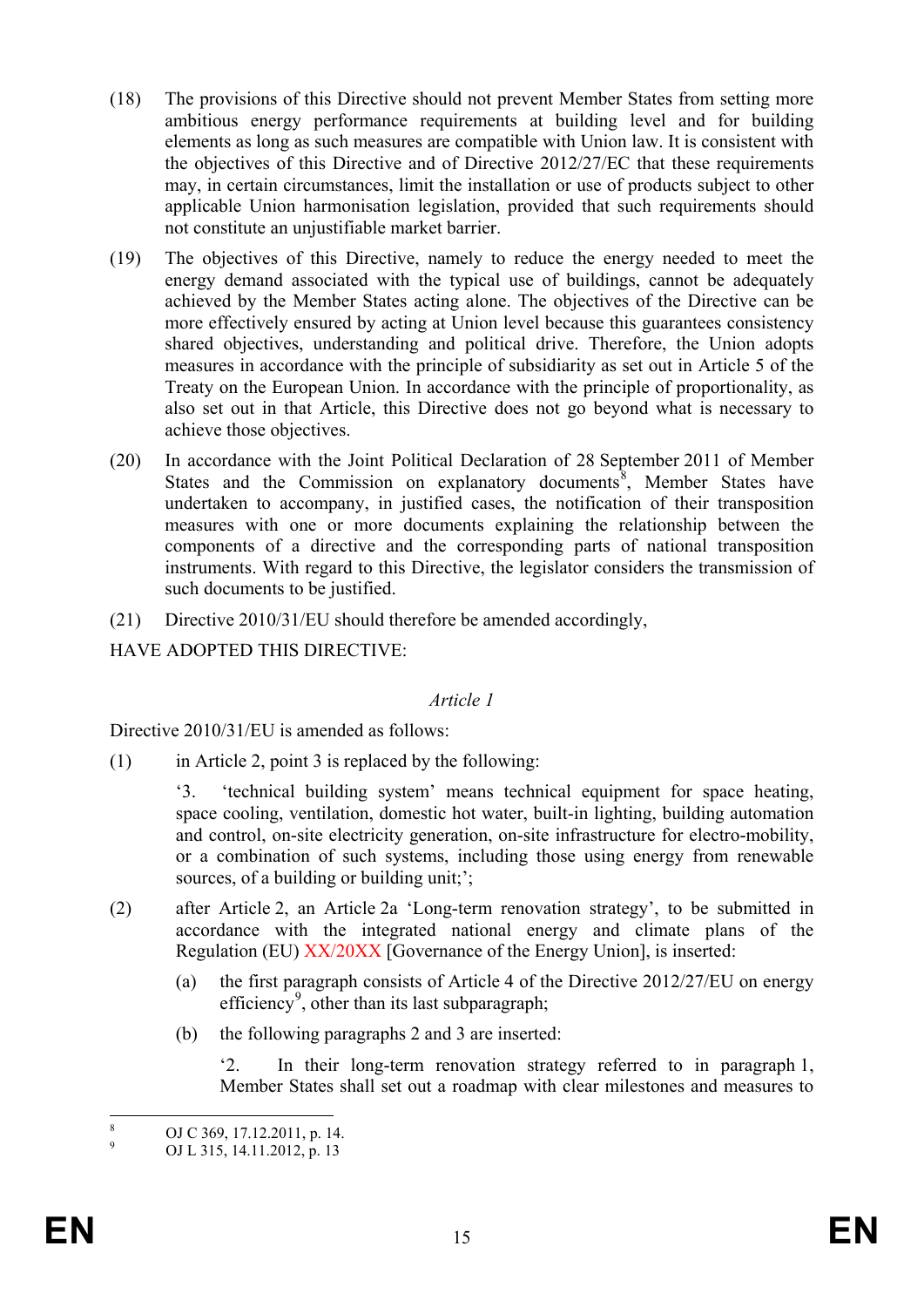(18) The provisions of this Directive should not prevent Member States from setting more ambitious energy performance requirements at building level and for building elements as long as such measures are compatible with Union law. It is consistent with the objectives of this Directive and of Directive 2012/27/EC that these requirements may, in certain circumstances, limit the installation or use of products subject to other applicable Union harmonisation legislation, provided that such requirements should not constitute an unjustifiable market barrier.

(19) The objectives of this Directive, namely to reduce the energy needed to meet the energy demand associated with the typical use of buildings, cannot be adequately achieved by the Member States acting alone. The objectives of the Directive can be more effectively ensured by acting at Union level because this guarantees consistency shared objectives, understanding and political drive. Therefore, the Union adopts measures in accordance with the principle of subsidiarity as set out in Article 5 of the Treaty on the European Union. In accordance with the principle of proportionality, as also set out in that Article, this Directive does not go beyond what is necessary to achieve those objectives.

(20) In accordance with the Joint Political Declaration of 28 September 2011 of Member States and the Commission on explanatory documents[8], Member States have undertaken to accompany, in justified cases, the notification of their transposition measures with one or more documents explaining the relationship between the components of a directive and the corresponding parts of national transposition instruments. With regard to this Directive, the legislator considers the transmission of such documents to be justified.

(21) Directive 2010/31/EU should therefore be amended accordingly,

HAVE ADOPTED THIS DIRECTIVE:

*Article 1*

Directive 2010/31/EU is amended as follows:

(1) in Article 2, point 3 is replaced by the following:

'3. 'technical building system' means technical equipment for space heating, space cooling, ventilation, domestic hot water, built-in lighting, building automation and control, on-site electricity generation, on-site infrastructure for electro-mobility, or a combination of such systems, including those using energy from renewable sources, of a building or building unit;';

(2) after Article 2, an Article 2a 'Long-term renovation strategy', to be submitted in accordance with the integrated national energy and climate plans of the Regulation (EU) XX/20XX [Governance of the Energy Union], is inserted:

(a) the first paragraph consists of Article 4 of the Directive 2012/27/EU on energy efficiency[9], other than its last subparagraph;

(b) the following paragraphs 2 and 3 are inserted:

'2. In their long-term renovation strategy referred to in paragraph 1, Member States shall set out a roadmap with clear milestones and measures to

---

[8] OJ C 369, 17.12.2011, p. 14.

[9] OJ L 315, 14.11.2012, p. 13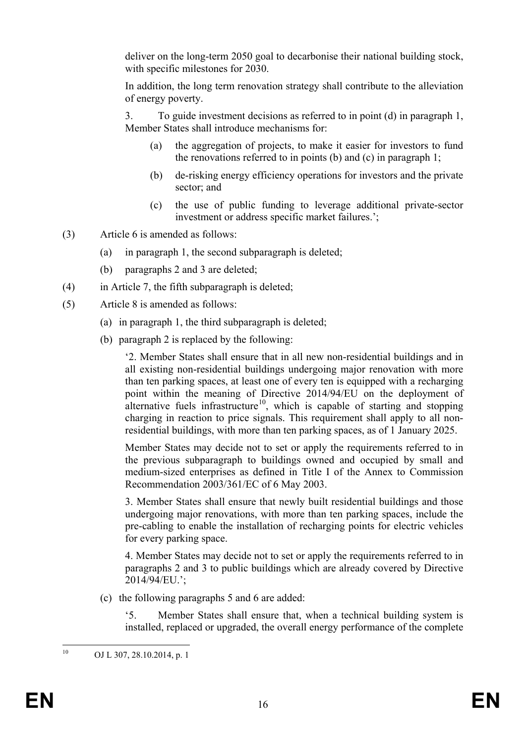deliver on the long-term 2050 goal to decarbonise their national building stock, with specific milestones for 2030.

In addition, the long term renovation strategy shall contribute to the alleviation of energy poverty.

3. To guide investment decisions as referred to in point (d) in paragraph 1, Member States shall introduce mechanisms for:

(a) the aggregation of projects, to make it easier for investors to fund the renovations referred to in points (b) and (c) in paragraph 1;

(b) de-risking energy efficiency operations for investors and the private sector; and

(c) the use of public funding to leverage additional private-sector investment or address specific market failures.';

(3) Article 6 is amended as follows:

(a) in paragraph 1, the second subparagraph is deleted;

(b) paragraphs 2 and 3 are deleted;

(4) in Article 7, the fifth subparagraph is deleted;

(5) Article 8 is amended as follows:

(a) in paragraph 1, the third subparagraph is deleted;

(b) paragraph 2 is replaced by the following:

'2. Member States shall ensure that in all new non-residential buildings and in all existing non-residential buildings undergoing major renovation with more than ten parking spaces, at least one of every ten is equipped with a recharging point within the meaning of Directive 2014/94/EU on the deployment of alternative fuels infrastructure[10], which is capable of starting and stopping charging in reaction to price signals. This requirement shall apply to all non-residential buildings, with more than ten parking spaces, as of 1 January 2025.

Member States may decide not to set or apply the requirements referred to in the previous subparagraph to buildings owned and occupied by small and medium-sized enterprises as defined in Title I of the Annex to Commission Recommendation 2003/361/EC of 6 May 2003.

3. Member States shall ensure that newly built residential buildings and those undergoing major renovations, with more than ten parking spaces, include the pre-cabling to enable the installation of recharging points for electric vehicles for every parking space.

4. Member States may decide not to set or apply the requirements referred to in paragraphs 2 and 3 to public buildings which are already covered by Directive 2014/94/EU.';

(c) the following paragraphs 5 and 6 are added:

'5. Member States shall ensure that, when a technical building system is installed, replaced or upgraded, the overall energy performance of the complete

---

[10] OJ L 307, 28.10.2014, p. 1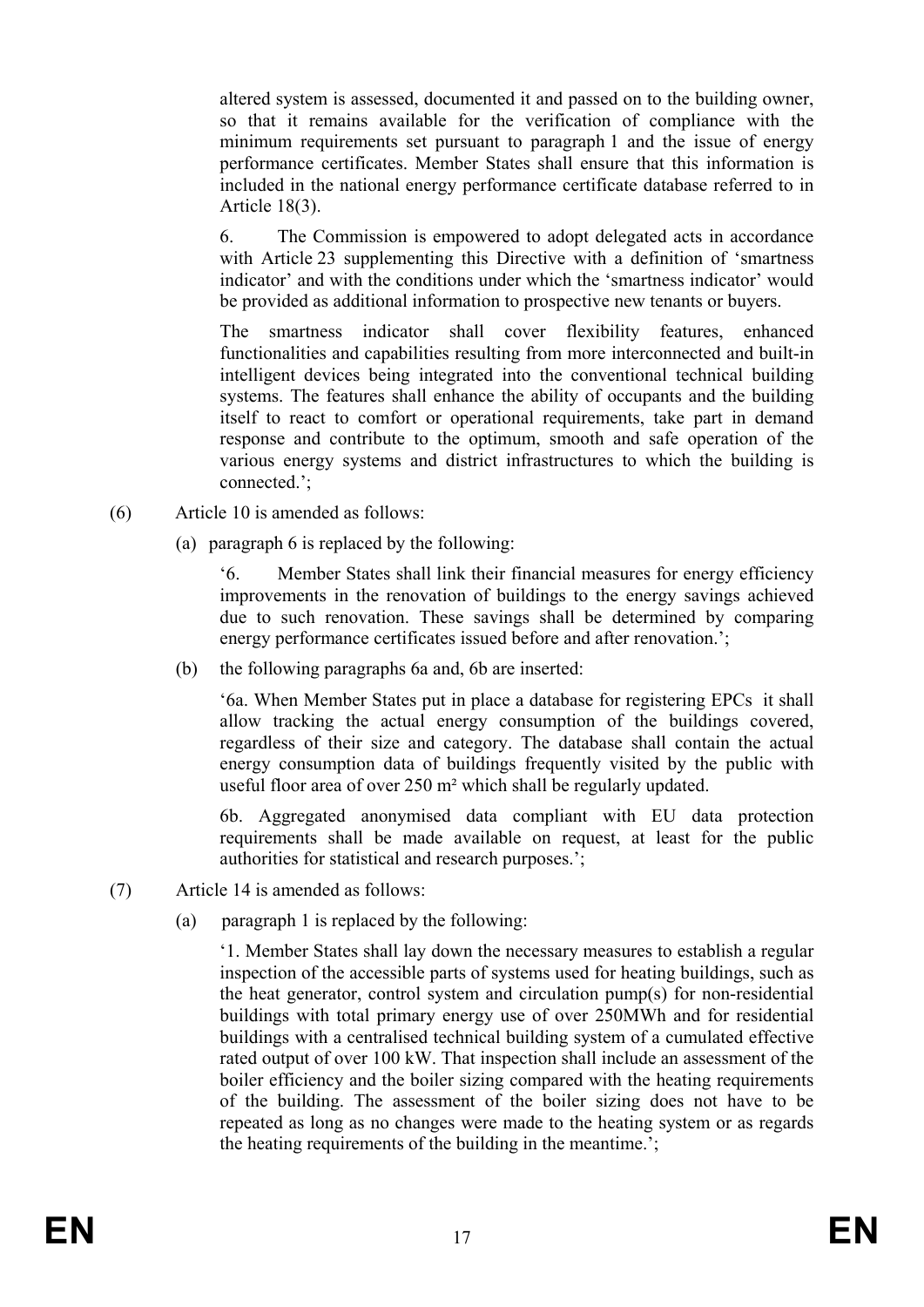altered system is assessed, documented it and passed on to the building owner, so that it remains available for the verification of compliance with the minimum requirements set pursuant to paragraph 1 and the issue of energy performance certificates. Member States shall ensure that this information is included in the national energy performance certificate database referred to in Article 18(3).

6. The Commission is empowered to adopt delegated acts in accordance with Article 23 supplementing this Directive with a definition of 'smartness indicator' and with the conditions under which the 'smartness indicator' would be provided as additional information to prospective new tenants or buyers.

The smartness indicator shall cover flexibility features, enhanced functionalities and capabilities resulting from more interconnected and built-in intelligent devices being integrated into the conventional technical building systems. The features shall enhance the ability of occupants and the building itself to react to comfort or operational requirements, take part in demand response and contribute to the optimum, smooth and safe operation of the various energy systems and district infrastructures to which the building is connected.';

(6) Article 10 is amended as follows:

(a) paragraph 6 is replaced by the following:

'6. Member States shall link their financial measures for energy efficiency improvements in the renovation of buildings to the energy savings achieved due to such renovation. These savings shall be determined by comparing energy performance certificates issued before and after renovation.';

(b) the following paragraphs 6a and, 6b are inserted:

'6a. When Member States put in place a database for registering EPCs it shall allow tracking the actual energy consumption of the buildings covered, regardless of their size and category. The database shall contain the actual energy consumption data of buildings frequently visited by the public with useful floor area of over 250 m² which shall be regularly updated.

6b. Aggregated anonymised data compliant with EU data protection requirements shall be made available on request, at least for the public authorities for statistical and research purposes.';

(7) Article 14 is amended as follows:

(a) paragraph 1 is replaced by the following:

'1. Member States shall lay down the necessary measures to establish a regular inspection of the accessible parts of systems used for heating buildings, such as the heat generator, control system and circulation pump(s) for non-residential buildings with total primary energy use of over 250MWh and for residential buildings with a centralised technical building system of a cumulated effective rated output of over 100 kW. That inspection shall include an assessment of the boiler efficiency and the boiler sizing compared with the heating requirements of the building. The assessment of the boiler sizing does not have to be repeated as long as no changes were made to the heating system or as regards the heating requirements of the building in the meantime.';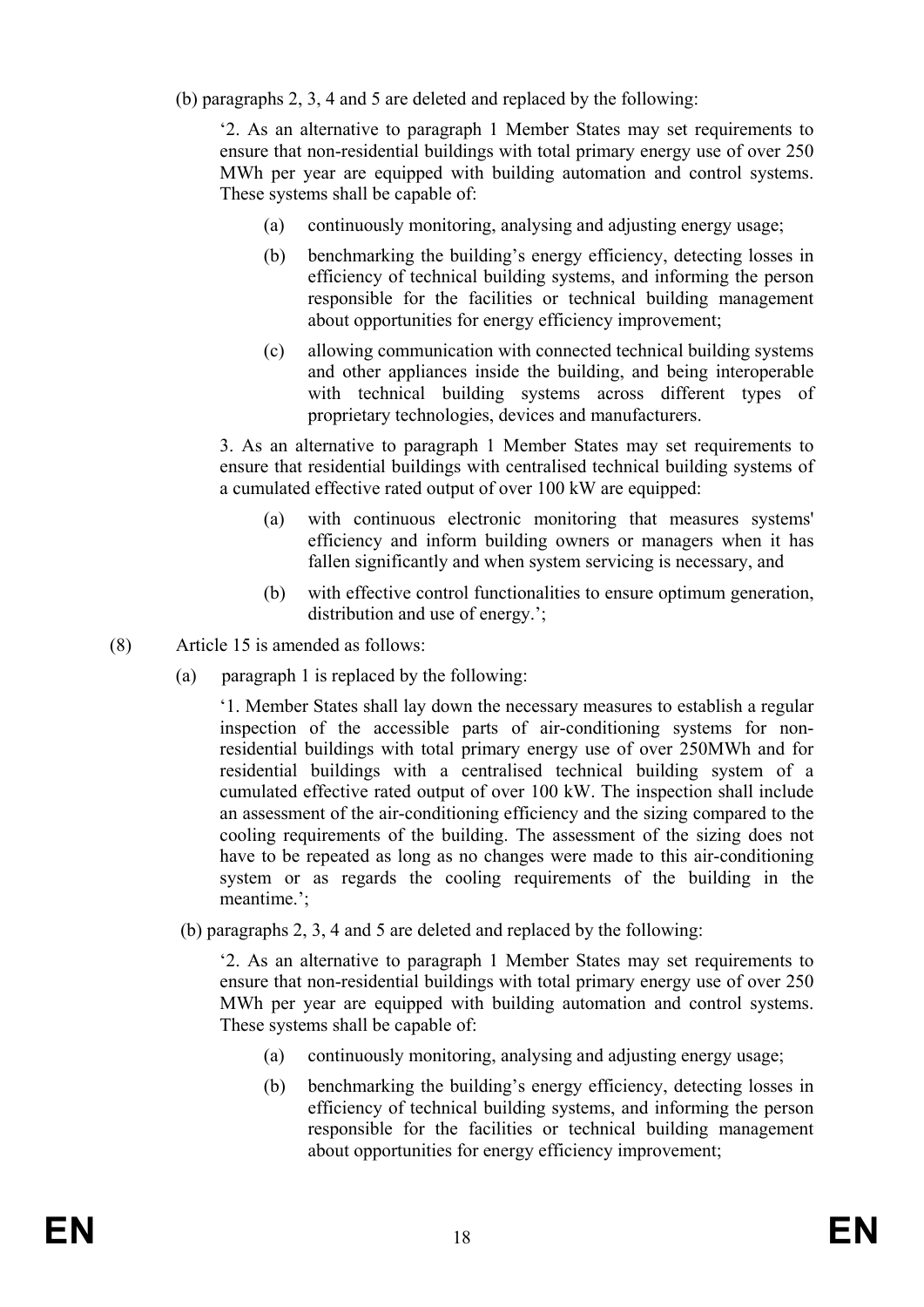(b) paragraphs 2, 3, 4 and 5 are deleted and replaced by the following:

'2. As an alternative to paragraph 1 Member States may set requirements to ensure that non-residential buildings with total primary energy use of over 250 MWh per year are equipped with building automation and control systems. These systems shall be capable of:

(a) continuously monitoring, analysing and adjusting energy usage;

(b) benchmarking the building's energy efficiency, detecting losses in efficiency of technical building systems, and informing the person responsible for the facilities or technical building management about opportunities for energy efficiency improvement;

(c) allowing communication with connected technical building systems and other appliances inside the building, and being interoperable with technical building systems across different types of proprietary technologies, devices and manufacturers.

3. As an alternative to paragraph 1 Member States may set requirements to ensure that residential buildings with centralised technical building systems of a cumulated effective rated output of over 100 kW are equipped:

(a) with continuous electronic monitoring that measures systems' efficiency and inform building owners or managers when it has fallen significantly and when system servicing is necessary, and

(b) with effective control functionalities to ensure optimum generation, distribution and use of energy.';

(8) Article 15 is amended as follows:

(a) paragraph 1 is replaced by the following:

'1. Member States shall lay down the necessary measures to establish a regular inspection of the accessible parts of air-conditioning systems for non-residential buildings with total primary energy use of over 250MWh and for residential buildings with a centralised technical building system of a cumulated effective rated output of over 100 kW. The inspection shall include an assessment of the air-conditioning efficiency and the sizing compared to the cooling requirements of the building. The assessment of the sizing does not have to be repeated as long as no changes were made to this air-conditioning system or as regards the cooling requirements of the building in the meantime.';

(b) paragraphs 2, 3, 4 and 5 are deleted and replaced by the following:

'2. As an alternative to paragraph 1 Member States may set requirements to ensure that non-residential buildings with total primary energy use of over 250 MWh per year are equipped with building automation and control systems. These systems shall be capable of:

(a) continuously monitoring, analysing and adjusting energy usage;

(b) benchmarking the building's energy efficiency, detecting losses in efficiency of technical building systems, and informing the person responsible for the facilities or technical building management about opportunities for energy efficiency improvement;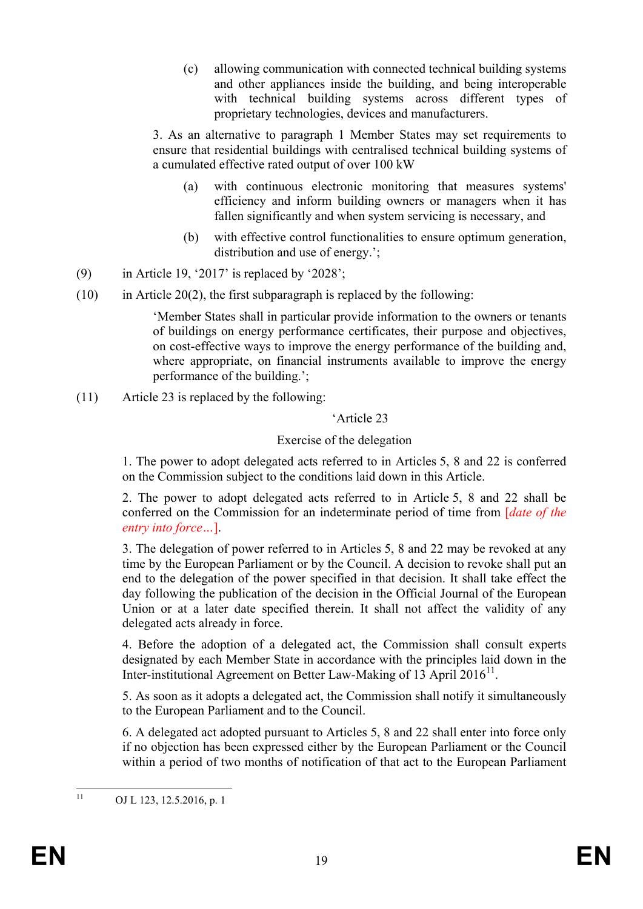(c) allowing communication with connected technical building systems and other appliances inside the building, and being interoperable with technical building systems across different types of proprietary technologies, devices and manufacturers.

3. As an alternative to paragraph 1 Member States may set requirements to ensure that residential buildings with centralised technical building systems of a cumulated effective rated output of over 100 kW

(a) with continuous electronic monitoring that measures systems' efficiency and inform building owners or managers when it has fallen significantly and when system servicing is necessary, and

(b) with effective control functionalities to ensure optimum generation, distribution and use of energy.';

(9) in Article 19, '2017' is replaced by '2028';

(10) in Article 20(2), the first subparagraph is replaced by the following:

'Member States shall in particular provide information to the owners or tenants of buildings on energy performance certificates, their purpose and objectives, on cost-effective ways to improve the energy performance of the building and, where appropriate, on financial instruments available to improve the energy performance of the building.';

(11) Article 23 is replaced by the following:

'Article 23

Exercise of the delegation

1. The power to adopt delegated acts referred to in Articles 5, 8 and 22 is conferred on the Commission subject to the conditions laid down in this Article.

2. The power to adopt delegated acts referred to in Article 5, 8 and 22 shall be conferred on the Commission for an indeterminate period of time from [*date of the entry into force…*].

3. The delegation of power referred to in Articles 5, 8 and 22 may be revoked at any time by the European Parliament or by the Council. A decision to revoke shall put an end to the delegation of the power specified in that decision. It shall take effect the day following the publication of the decision in the Official Journal of the European Union or at a later date specified therein. It shall not affect the validity of any delegated acts already in force.

4. Before the adoption of a delegated act, the Commission shall consult experts designated by each Member State in accordance with the principles laid down in the Inter-institutional Agreement on Better Law-Making of 13 April 2016[11].

5. As soon as it adopts a delegated act, the Commission shall notify it simultaneously to the European Parliament and to the Council.

6. A delegated act adopted pursuant to Articles 5, 8 and 22 shall enter into force only if no objection has been expressed either by the European Parliament or the Council within a period of two months of notification of that act to the European Parliament

---

[11] OJ L 123, 12.5.2016, p. 1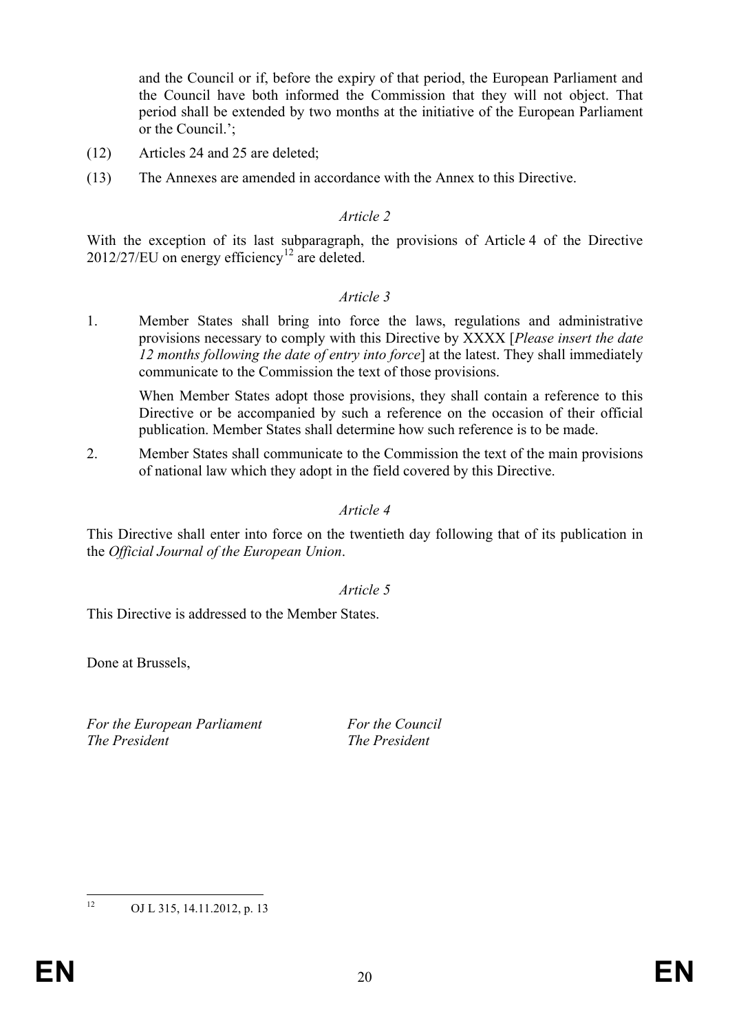and the Council or if, before the expiry of that period, the European Parliament and the Council have both informed the Commission that they will not object. That period shall be extended by two months at the initiative of the European Parliament or the Council.';

(12) Articles 24 and 25 are deleted;

(13) The Annexes are amended in accordance with the Annex to this Directive.

*Article 2*

With the exception of its last subparagraph, the provisions of Article 4 of the Directive 2012/27/EU on energy efficiency[12] are deleted.

*Article 3*

1. Member States shall bring into force the laws, regulations and administrative provisions necessary to comply with this Directive by XXXX [*Please insert the date 12 months following the date of entry into force*] at the latest. They shall immediately communicate to the Commission the text of those provisions.

   When Member States adopt those provisions, they shall contain a reference to this Directive or be accompanied by such a reference on the occasion of their official publication. Member States shall determine how such reference is to be made.

2. Member States shall communicate to the Commission the text of the main provisions of national law which they adopt in the field covered by this Directive.

*Article 4*

This Directive shall enter into force on the twentieth day following that of its publication in the *Official Journal of the European Union*.

*Article 5*

This Directive is addressed to the Member States.

Done at Brussels,

*For the European Parliament*
*The President*

*For the Council*
*The President*

---

[12] OJ L 315, 14.11.2012, p. 13